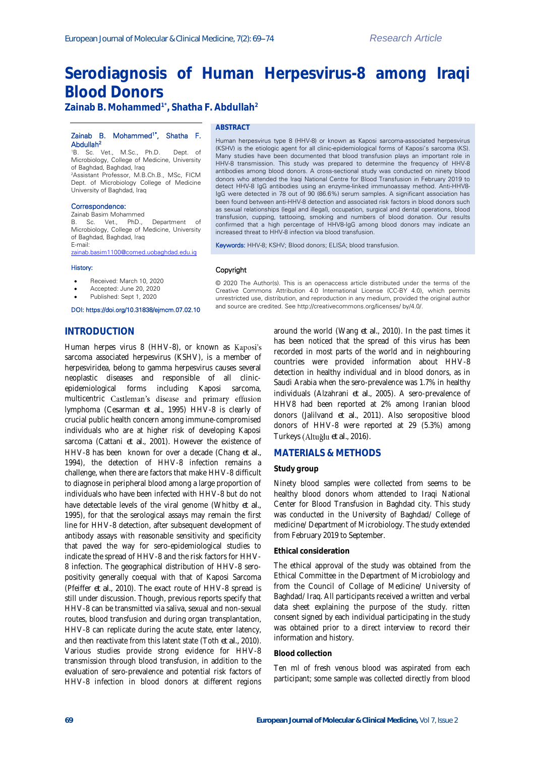# Serodiagnosis of Human Herpesvirus-8 among Iraqi Blood Donors

**Zainab B. Mohammed[1*], Shatha F. Abdullah[2]**

Zainab B. Mohammed[1*], Shatha F. Abdullah[2]

[1]B. Sc. Vet., M.Sc., Ph.D. Dept. of Microbiology, College of Medicine, University of Baghdad, Baghdad, Iraq

[2]Assistant Professor, M.B.Ch.B., MSc, FICM Dept. of Microbiology College of Medicine University of Baghdad, Iraq

**Correspondence:**

Zainab Basim Mohammed

B. Sc. Vet., PhD., Department of Microbiology, College of Medicine, University of Baghdad, Baghdad, Iraq

E-mail: zainab.basim1100@comed.uobaghdad.edu.iq

**History:**

- Received: March 10, 2020
- Accepted: June 20, 2020
- Published: Sept 1, 2020

DOI: https://doi.org/10.31838/ejmcm.07.02.10

## ABSTRACT

Human herpesvirus type 8 (HHV-8) or known as Kaposi sarcoma-associated herpesvirus (KSHV) is the etiologic agent for all clinic-epidemiological forms of Kaposi's sarcoma (KS). Many studies have been documented that blood transfusion plays an important role in HHV-8 transmission. This study was prepared to determine the frequency of HHV-8 antibodies among blood donors. A cross-sectional study was conducted on ninety blood donors who attended the Iraqi National Centre for Blood Transfusion in February 2019 to detect HHV-8 IgG antibodies using an enzyme-linked immunoassay method. Anti-HHV8-IgG were detected in 78 out of 90 (86.6%) serum samples. A significant association has been found between anti-HHV-8 detection and associated risk factors in blood donors such as sexual relationships (legal and illegal), occupation, surgical and dental operations, blood transfusion, cupping, tattooing, smoking and numbers of blood donation. Our results confirmed that a high percentage of HHV8-IgG among blood donors may indicate an increased threat to HHV-8 infection via blood transfusion.

**Keywords:** HHV-8; KSHV; Blood donors; ELISA; blood transfusion.

**Copyright**

© 2020 The Author(s). This is an openaccess article distributed under the terms of the Creative Commons Attribution 4.0 International License (CC-BY 4.0), which permits unrestricted use, distribution, and reproduction in any medium, provided the original author and source are credited. See http://creativecommons.org/licenses/ by/4.0/.

## INTRODUCTION

Human herpes virus 8 (HHV-8), or known as Kaposi's sarcoma associated herpesvirus (KSHV), is a member of herpesviridea, belong to gamma herpesvirus causes several neoplastic diseases and responsible of all clinic-epidemiological forms including Kaposi sarcoma, multicentric Castleman's disease and primary effusion lymphoma (Cesarman *et al.*, 1995) HHV-8 is clearly of crucial public health concern among immune-compromised individuals who are at higher risk of developing Kaposi sarcoma (Cattani *et al.*, 2001). However the existence of HHV-8 has been known for over a decade (Chang *et al.*, 1994), the detection of HHV-8 infection remains a challenge, when there are factors that make HHV-8 difficult to diagnose in peripheral blood among a large proportion of individuals who have been infected with HHV-8 but do not have detectable levels of the viral genome (Whitby *et al.*, 1995), for that the serological assays may remain the first line for HHV-8 detection, after subsequent development of antibody assays with reasonable sensitivity and specificity that paved the way for sero-epidemiological studies to indicate the spread of HHV-8 and the risk factors for HHV-8 infection. The geographical distribution of HHV-8 sero-positivity generally coequal with that of Kaposi Sarcoma (Pfeiffer *et al.*, 2010). The exact route of HHV-8 spread is still under discussion. Though, previous reports specify that HHV-8 can be transmitted via saliva, sexual and non-sexual routes, blood transfusion and during organ transplantation, HHV-8 can replicate during the acute state, enter latency, and then reactivate from this latent state (Toth *et al.*, 2010). Various studies provide strong evidence for HHV-8 transmission through blood transfusion, in addition to the evaluation of sero-prevalence and potential risk factors of HHV-8 infection in blood donors at different regions around the world (Wang *et al.*, 2010). In the past times it has been noticed that the spread of this virus has been recorded in most parts of the world and in neighbouring countries were provided information about HHV-8 detection in healthy individual and in blood donors, as in Saudi Arabia when the sero-prevalence was 1.7% in healthy individuals (Alzahrani *et al.*, 2005). A sero-prevalence of HHV8 had been reported at 2% among Iranian blood donors (Jalilvand *et al.*, 2011). Also seropositive blood donors of HHV-8 were reported at 29 (5.3%) among Turkeys (Altuğlu *et al.*, 2016).

## MATERIALS & METHODS

### Study group

Ninety blood samples were collected from seems to be healthy blood donors whom attended to Iraqi National Center for Blood Transfusion in Baghdad city. This study was conducted in the University of Baghdad/ College of medicine/ Department of Microbiology. The study extended from February 2019 to September.

### Ethical consideration

The ethical approval of the study was obtained from the Ethical Committee in the Department of Microbiology and from the Council of Collage of Medicine/ University of Baghdad/ Iraq. All participants received a written and verbal data sheet explaining the purpose of the study. ritten consent signed by each individual participating in the study was obtained prior to a direct interview to record their information and history.

### Blood collection

Ten ml of fresh venous blood was aspirated from each participant; some sample was collected directly from blood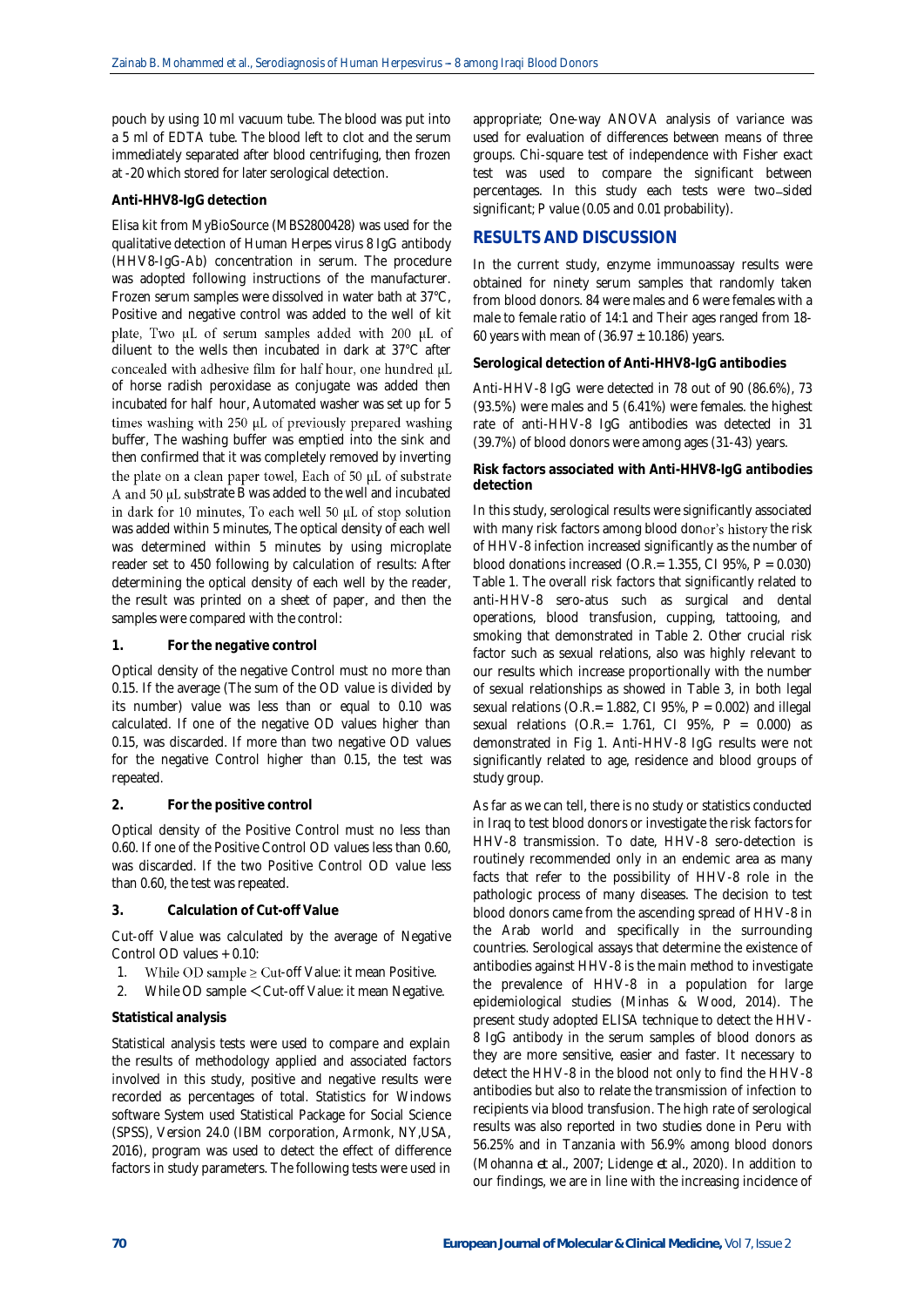pouch by using 10 ml vacuum tube. The blood was put into a 5 ml of EDTA tube. The blood left to clot and the serum immediately separated after blood centrifuging, then frozen at -20 which stored for later serological detection.

**Anti-HHV8-IgG detection**

Elisa kit from MyBioSource (MBS2800428) was used for the qualitative detection of Human Herpes virus 8 IgG antibody (HHV8-IgG-Ab) concentration in serum. The procedure was adopted following instructions of the manufacturer. Frozen serum samples were dissolved in water bath at 37°C, Positive and negative control was added to the well of kit plate, Two µL of serum samples added with 200 µL of diluent to the wells then incubated in dark at 37°C after concealed with adhesive film for half hour, one hundred µL of horse radish peroxidase as conjugate was added then incubated for half hour, Automated washer was set up for 5 times washing with 250 µL of previously prepared washing buffer, The washing buffer was emptied into the sink and then confirmed that it was completely removed by inverting the plate on a clean paper towel, Each of 50 µL of substrate A and 50 µL substrate B was added to the well and incubated in dark for 10 minutes, To each well 50 µL of stop solution was added within 5 minutes, The optical density of each well was determined within 5 minutes by using microplate reader set to 450 following by calculation of results: After determining the optical density of each well by the reader, the result was printed on a sheet of paper, and then the samples were compared with the control:

**1. For the negative control**

Optical density of the negative Control must no more than 0.15. If the average (The sum of the OD value is divided by its number) value was less than or equal to 0.10 was calculated. If one of the negative OD values higher than 0.15, was discarded. If more than two negative OD values for the negative Control higher than 0.15, the test was repeated.

**2. For the positive control**

Optical density of the Positive Control must no less than 0.60. If one of the Positive Control OD values less than 0.60, was discarded. If the two Positive Control OD value less than 0.60, the test was repeated.

**3. Calculation of Cut-off Value**

Cut-off Value was calculated by the average of Negative Control OD values + 0.10:

1. While OD sample ≥ Cut-off Value: it mean Positive.
2. While OD sample < Cut-off Value: it mean Negative.

**Statistical analysis**

Statistical analysis tests were used to compare and explain the results of methodology applied and associated factors involved in this study, positive and negative results were recorded as percentages of total. Statistics for Windows software System used Statistical Package for Social Science (SPSS), Version 24.0 (IBM corporation, Armonk, NY,USA, 2016), program was used to detect the effect of difference factors in study parameters. The following tests were used in appropriate; One-way ANOVA analysis of variance was used for evaluation of differences between means of three groups. Chi-square test of independence with Fisher exact test was used to compare the significant between percentages. In this study each tests were two-sided significant; P value (0.05 and 0.01 probability).

## RESULTS AND DISCUSSION

In the current study, enzyme immunoassay results were obtained for ninety serum samples that randomly taken from blood donors. 84 were males and 6 were females with a male to female ratio of 14:1 and Their ages ranged from 18-60 years with mean of (36.97 ± 10.186) years.

**Serological detection of Anti-HHV8-IgG antibodies**

Anti-HHV-8 IgG were detected in 78 out of 90 (86.6%), 73 (93.5%) were males and 5 (6.41%) were females. the highest rate of anti-HHV-8 IgG antibodies was detected in 31 (39.7%) of blood donors were among ages (31-43) years.

**Risk factors associated with Anti-HHV8-IgG antibodies detection**

In this study, serological results were significantly associated with many risk factors among blood donor's history the risk of HHV-8 infection increased significantly as the number of blood donations increased (O.R.= 1.355, CI 95%, P = 0.030) Table 1. The overall risk factors that significantly related to anti-HHV-8 sero-atus such as surgical and dental operations, blood transfusion, cupping, tattooing, and smoking that demonstrated in Table 2. Other crucial risk factor such as sexual relations, also was highly relevant to our results which increase proportionally with the number of sexual relationships as showed in Table 3, in both legal sexual relations (O.R.= 1.882, CI 95%, P = 0.002) and illegal sexual relations (O.R.= 1.761, CI 95%, P = 0.000) as demonstrated in Fig 1. Anti-HHV-8 IgG results were not significantly related to age, residence and blood groups of study group.

As far as we can tell, there is no study or statistics conducted in Iraq to test blood donors or investigate the risk factors for HHV-8 transmission. To date, HHV-8 sero-detection is routinely recommended only in an endemic area as many facts that refer to the possibility of HHV-8 role in the pathologic process of many diseases. The decision to test blood donors came from the ascending spread of HHV-8 in the Arab world and specifically in the surrounding countries. Serological assays that determine the existence of antibodies against HHV-8 is the main method to investigate the prevalence of HHV-8 in a population for large epidemiological studies (Minhas & Wood, 2014). The present study adopted ELISA technique to detect the HHV-8 IgG antibody in the serum samples of blood donors as they are more sensitive, easier and faster. It necessary to detect the HHV-8 in the blood not only to find the HHV-8 antibodies but also to relate the transmission of infection to recipients via blood transfusion. The high rate of serological results was also reported in two studies done in Peru with 56.25% and in Tanzania with 56.9% among blood donors (Mohanna *et al*., 2007; Lidenge *et al*., 2020). In addition to our findings, we are in line with the increasing incidence of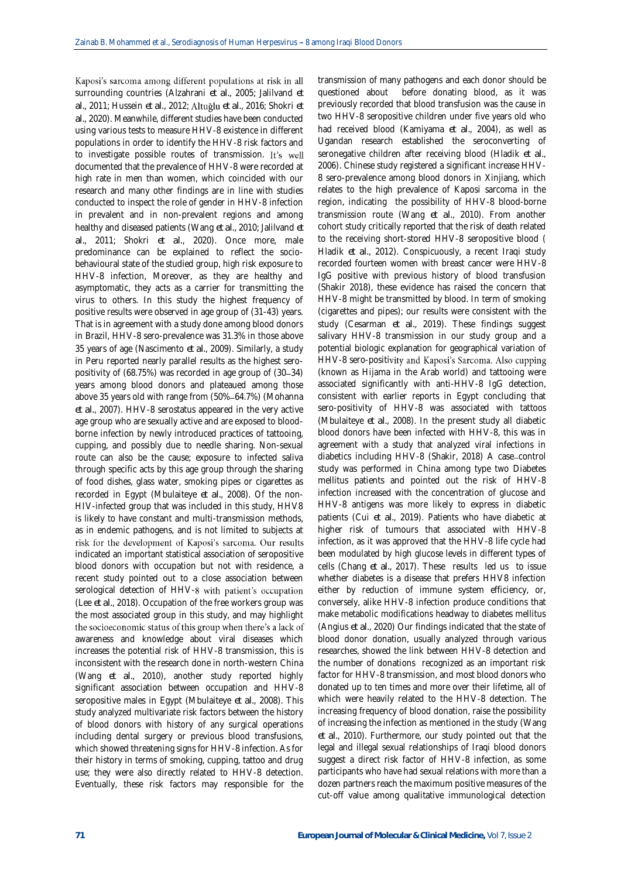Kaposi's sarcoma among different populations at risk in all surrounding countries (Alzahrani *et al.*, 2005; Jalilvand *et al.*, 2011; Hussein *et al.*, 2012; Altuğlu *et al.*, 2016; Shokri *et al.*, 2020). Meanwhile, different studies have been conducted using various tests to measure HHV-8 existence in different populations in order to identify the HHV-8 risk factors and to investigate possible routes of transmission. It's well documented that the prevalence of HHV-8 were recorded at high rate in men than women, which coincided with our research and many other findings are in line with studies conducted to inspect the role of gender in HHV-8 infection in prevalent and in non-prevalent regions and among healthy and diseased patients (Wang *et al.*, 2010; Jalilvand *et al.*, 2011; Shokri *et al.*, 2020). Once more, male predominance can be explained to reflect the socio-behavioural state of the studied group, high risk exposure to HHV-8 infection, Moreover, as they are healthy and asymptomatic, they acts as a carrier for transmitting the virus to others. In this study the highest frequency of positive results were observed in age group of (31-43) years. That is in agreement with a study done among blood donors in Brazil, HHV-8 sero-prevalence was 31.3% in those above 35 years of age (Nascimento *et al.*, 2009). Similarly, a study in Peru reported nearly parallel results as the highest sero-positivity of (68.75%) was recorded in age group of (30–34) years among blood donors and plateaued among those above 35 years old with range from (50%–64.7%) (Mohanna *et al.*, 2007). HHV-8 serostatus appeared in the very active age group who are sexually active and are exposed to blood-borne infection by newly introduced practices of tattooing, cupping, and possibly due to needle sharing. Non-sexual route can also be the cause; exposure to infected saliva through specific acts by this age group through the sharing of food dishes, glass water, smoking pipes or cigarettes as recorded in Egypt (Mbulaiteye *et al.*, 2008). Of the non-HIV-infected group that was included in this study, HHV8 is likely to have constant and multi-transmission methods, as in endemic pathogens, and is not limited to subjects at risk for the development of Kaposi's sarcoma. Our results indicated an important statistical association of seropositive blood donors with occupation but not with residence, a recent study pointed out to a close association between serological detection of HHV-8 with patient's occupation (Lee *et al.*, 2018). Occupation of the free workers group was the most associated group in this study, and may highlight the socioeconomic status of this group when there's a lack of awareness and knowledge about viral diseases which increases the potential risk of HHV-8 transmission, this is inconsistent with the research done in north-western China (Wang *et al.*, 2010), another study reported highly significant association between occupation and HHV-8 seropositive males in Egypt (Mbulaiteye *et al.*, 2008). This study analyzed multivariate risk factors between the history of blood donors with history of any surgical operations including dental surgery or previous blood transfusions, which showed threatening signs for HHV-8 infection. As for their history in terms of smoking, cupping, tattoo and drug use; they were also directly related to HHV-8 detection. Eventually, these risk factors may responsible for the transmission of many pathogens and each donor should be questioned about before donating blood, as it was previously recorded that blood transfusion was the cause in two HHV-8 seropositive children under five years old who had received blood (Kamiyama *et al.*, 2004), as well as Ugandan research established the seroconverting of seronegative children after receiving blood (Hladik *et al.*, 2006). Chinese study registered a significant increase HHV-8 sero-prevalence among blood donors in Xinjiang, which relates to the high prevalence of Kaposi sarcoma in the region, indicating the possibility of HHV-8 blood-borne transmission route (Wang *et al.*, 2010). From another cohort study critically reported that the risk of death related to the receiving short-stored HHV-8 seropositive blood ( Hladik *et al.*, 2012). Conspicuously, a recent Iraqi study recorded fourteen women with breast cancer were HHV-8 IgG positive with previous history of blood transfusion (Shakir 2018), these evidence has raised the concern that HHV-8 might be transmitted by blood. In term of smoking (cigarettes and pipes); our results were consistent with the study (Cesarman *et al.*, 2019). These findings suggest salivary HHV-8 transmission in our study group and a potential biologic explanation for geographical variation of HHV-8 sero-positivity and Kaposi's Sarcoma. Also cupping (known as Hijama in the Arab world) and tattooing were associated significantly with anti-HHV-8 IgG detection, consistent with earlier reports in Egypt concluding that sero-positivity of HHV-8 was associated with tattoos (Mbulaiteye *et al.*, 2008). In the present study all diabetic blood donors have been infected with HHV-8, this was in agreement with a study that analyzed viral infections in diabetics including HHV-8 (Shakir, 2018) A case–control study was performed in China among type two Diabetes mellitus patients and pointed out the risk of HHV-8 infection increased with the concentration of glucose and HHV-8 antigens was more likely to express in diabetic patients (Cui *et al.*, 2019). Patients who have diabetic at higher risk of tumours that associated with HHV-8 infection, as it was approved that the HHV-8 life cycle had been modulated by high glucose levels in different types of cells (Chang *et al.*, 2017). These results led us to issue whether diabetes is a disease that prefers HHV8 infection either by reduction of immune system efficiency, or, conversely, alike HHV-8 infection produce conditions that make metabolic modifications headway to diabetes mellitus (Angius *et al.*, 2020) Our findings indicated that the state of blood donor donation, usually analyzed through various researches, showed the link between HHV-8 detection and the number of donations recognized as an important risk factor for HHV-8 transmission, and most blood donors who donated up to ten times and more over their lifetime, all of which were heavily related to the HHV-8 detection. The increasing frequency of blood donation, raise the possibility of increasing the infection as mentioned in the study (Wang *et al.*, 2010). Furthermore, our study pointed out that the legal and illegal sexual relationships of Iraqi blood donors suggest a direct risk factor of HHV-8 infection, as some participants who have had sexual relations with more than a dozen partners reach the maximum positive measures of the cut-off value among qualitative immunological detection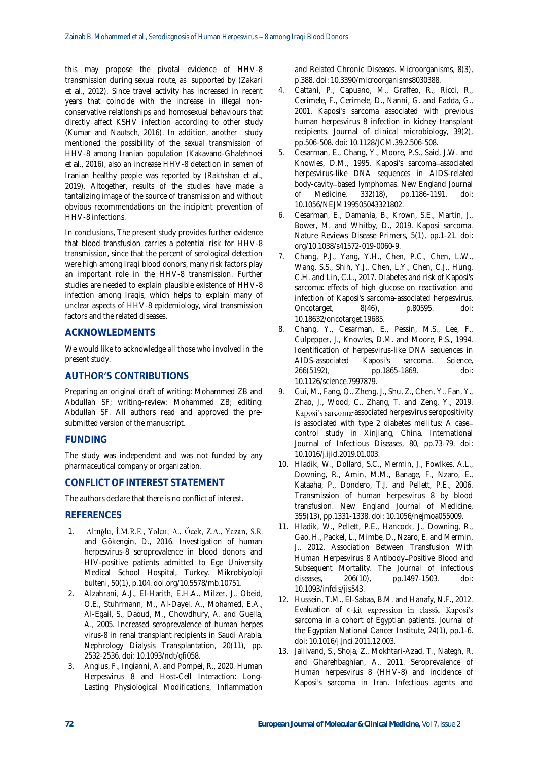this may propose the pivotal evidence of HHV-8 transmission during sexual route, as supported by (Zakari *et al.*, 2012). Since travel activity has increased in recent years that coincide with the increase in illegal non-conservative relationships and homosexual behaviours that directly affect KSHV infection according to other study (Kumar and Nautsch, 2016). In addition, another study mentioned the possibility of the sexual transmission of HHV-8 among Iranian population (Kakavand-Ghalehnoei *et al.*, 2016), also an increase HHV-8 detection in semen of Iranian healthy people was reported by (Rakhshan *et al.*, 2019). Altogether, results of the studies have made a tantalizing image of the source of transmission and without obvious recommendations on the incipient prevention of HHV-8 infections.

In conclusions, The present study provides further evidence that blood transfusion carries a potential risk for HHV-8 transmission, since that the percent of serological detection were high among Iraqi blood donors, many risk factors play an important role in the HHV-8 transmission. Further studies are needed to explain plausible existence of HHV-8 infection among Iraqis, which helps to explain many of unclear aspects of HHV-8 epidemiology, viral transmission factors and the related diseases.

## ACKNOWLEDGMENTS

We would like to acknowledge all those who involved in the present study.

## AUTHOR'S CONTRIBUTIONS

Preparing an original draft of writing: Mohammed ZB and Abdullah SF; writing-review: Mohammed ZB; editing: Abdullah SF. All authors read and approved the pre-submitted version of the manuscript.

## FUNDING

The study was independent and was not funded by any pharmaceutical company or organization.

## CONFLICT OF INTEREST STATEMENT

The authors declare that there is no conflict of interest.

## REFERENCES

1. Altuğlu, İ.M.R.E., Yolcu, A., Öcek, Z.A., Yazan, S.R. and Gökengin, D., 2016. Investigation of human herpesvirus-8 seroprevalence in blood donors and HIV-positive patients admitted to Ege University Medical School Hospital, Turkey. Mikrobiyoloji bulteni, 50(1), p.104. doi.org/10.5578/mb.10751.
2. Alzahrani, A.J., El-Harith, E.H.A., Milzer, J., Obeid, O.E., Stuhrmann, M., Al-Dayel, A., Mohamed, E.A., Al-Egail, S., Daoud, M., Chowdhury, A. and Guella, A., 2005. Increased seroprevalence of human herpes virus-8 in renal transplant recipients in Saudi Arabia. Nephrology Dialysis Transplantation, 20(11), pp. 2532-2536. doi: 10.1093/ndt/gfi058.
3. Angius, F., Ingianni, A. and Pompei, R., 2020. Human Herpesvirus 8 and Host-Cell Interaction: Long-Lasting Physiological Modifications, Inflammation and Related Chronic Diseases. Microorganisms, 8(3), p.388. doi: 10.3390/microorganisms8030388.
4. Cattani, P., Capuano, M., Graffeo, R., Ricci, R., Cerimele, F., Cerimele, D., Nanni, G. and Fadda, G., 2001. Kaposi's sarcoma associated with previous human herpesvirus 8 infection in kidney transplant recipients. Journal of clinical microbiology, 39(2), pp.506-508. doi: 10.1128/JCM.39.2.506-508.
5. Cesarman, E., Chang, Y., Moore, P.S., Said, J.W. and Knowles, D.M., 1995. Kaposi's sarcoma–associated herpesvirus-like DNA sequences in AIDS-related body-cavity–based lymphomas. New England Journal of Medicine, 332(18), pp.1186-1191. doi: 10.1056/NEJM199505043321802.
6. Cesarman, E., Damania, B., Krown, S.E., Martin, J., Bower, M. and Whitby, D., 2019. Kaposi sarcoma. Nature Reviews Disease Primers, 5(1), pp.1-21. doi: org/10.1038/s41572-019-0060-9.
7. Chang, P.J., Yang, Y.H., Chen, P.C., Chen, L.W., Wang, S.S., Shih, Y.J., Chen, L.Y., Chen, C.J., Hung, C.H. and Lin, C.L., 2017. Diabetes and risk of Kaposi's sarcoma: effects of high glucose on reactivation and infection of Kaposi's sarcoma-associated herpesvirus. Oncotarget, 8(46), p.80595. doi: 10.18632/oncotarget.19685.
8. Chang, Y., Cesarman, E., Pessin, M.S., Lee, F., Culpepper, J., Knowles, D.M. and Moore, P.S., 1994. Identification of herpesvirus-like DNA sequences in AIDS-associated Kaposi's sarcoma. Science, 266(5192), pp.1865-1869. doi: 10.1126/science.7997879.
9. Cui, M., Fang, Q., Zheng, J., Shu, Z., Chen, Y., Fan, Y., Zhao, J., Wood, C., Zhang, T. and Zeng, Y., 2019. Kaposi's sarcoma-associated herpesvirus seropositivity is associated with type 2 diabetes mellitus: A case–control study in Xinjiang, China. International Journal of Infectious Diseases, 80, pp.73-79. doi: 10.1016/j.ijid.2019.01.003.
10. Hladik, W., Dollard, S.C., Mermin, J., Fowlkes, A.L., Downing, R., Amin, M.M., Banage, F., Nzaro, E., Kataaha, P., Dondero, T.J. and Pellett, P.E., 2006. Transmission of human herpesvirus 8 by blood transfusion. New England Journal of Medicine, 355(13), pp.1331-1338. doi: 10.1056/nejmoa055009.
11. Hladik, W., Pellett, P.E., Hancock, J., Downing, R., Gao, H., Packel, L., Mimbe, D., Nzaro, E. and Mermin, J., 2012. Association Between Transfusion With Human Herpesvirus 8 Antibody–Positive Blood and Subsequent Mortality. The Journal of infectious diseases, 206(10), pp.1497-1503. doi: 10.1093/infdis/jis543.
12. Hussein, T.M., El-Sabaa, B.M. and Hanafy, N.F., 2012. Evaluation of c-kit expression in classic Kaposi's sarcoma in a cohort of Egyptian patients. Journal of the Egyptian National Cancer Institute, 24(1), pp.1-6. doi: 10.1016/j.jnci.2011.12.003.
13. Jalilvand, S., Shoja, Z., Mokhtari-Azad, T., Nategh, R. and Gharehbaghian, A., 2011. Seroprevalence of Human herpesvirus 8 (HHV-8) and incidence of Kaposi's sarcoma in Iran. Infectious agents and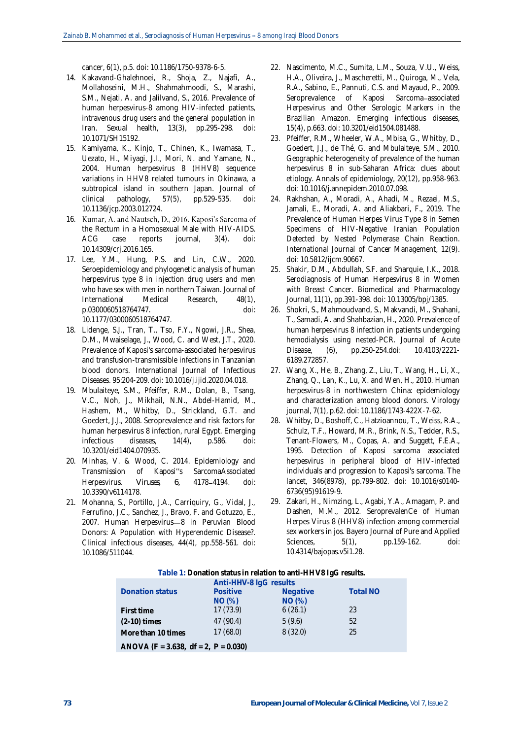cancer, 6(1), p.5. doi: 10.1186/1750-9378-6-5.

14. Kakavand-Ghalehnoei, R., Shoja, Z., Najafi, A., Mollahoseini, M.H., Shahmahmoodi, S., Marashi, S.M., Nejati, A. and Jalilvand, S., 2016. Prevalence of human herpesvirus-8 among HIV-infected patients, intravenous drug users and the general population in Iran. Sexual health, 13(3), pp.295-298. doi: 10.1071/SH15192.
15. Kamiyama, K., Kinjo, T., Chinen, K., Iwamasa, T., Uezato, H., Miyagi, J.I., Mori, N. and Yamane, N., 2004. Human herpesvirus 8 (HHV8) sequence variations in HHV8 related tumours in Okinawa, a subtropical island in southern Japan. Journal of clinical pathology, 57(5), pp.529-535. doi: 10.1136/jcp.2003.012724.
16. Kumar, A. and Nautsch, D., 2016. Kaposi's Sarcoma of the Rectum in a Homosexual Male with HIV-AIDS. ACG case reports journal, 3(4). doi: 10.14309/crj.2016.165.
17. Lee, Y.M., Hung, P.S. and Lin, C.W., 2020. Seroepidemiology and phylogenetic analysis of human herpesvirus type 8 in injection drug users and men who have sex with men in northern Taiwan. Journal of International Medical Research, 48(1), p.0300060518764747. doi: 10.1177/0300060518764747.
18. Lidenge, S.J., Tran, T., Tso, F.Y., Ngowi, J.R., Shea, D.M., Mwaiselage, J., Wood, C. and West, J.T., 2020. Prevalence of Kaposi's sarcoma-associated herpesvirus and transfusion-transmissible infections in Tanzanian blood donors. International Journal of Infectious Diseases. 95:204-209. doi: 10.1016/j.ijid.2020.04.018.
19. Mbulaiteye, S.M., Pfeiffer, R.M., Dolan, B., Tsang, V.C., Noh, J., Mikhail, N.N., Abdel-Hamid, M., Hashem, M., Whitby, D., Strickland, G.T. and Goedert, J.J., 2008. Seroprevalence and risk factors for human herpesvirus 8 infection, rural Egypt. Emerging infectious diseases, 14(4), p.586. doi: 10.3201/eid1404.070935.
20. Minhas, V. & Wood, C. 2014. Epidemiology and Transmission of Kaposi"s SarcomaAssociated Herpesvirus. Viruses, 6, 4178–4194. doi: 10.3390/v6114178.
21. Mohanna, S., Portillo, J.A., Carriquiry, G., Vidal, J., Ferrufino, J.C., Sanchez, J., Bravo, F. and Gotuzzo, E., 2007. Human Herpesvirus—8 in Peruvian Blood Donors: A Population with Hyperendemic Disease?. Clinical infectious diseases, 44(4), pp.558-561. doi: 10.1086/511044.
22. Nascimento, M.C., Sumita, L.M., Souza, V.U., Weiss, H.A., Oliveira, J., Mascheretti, M., Quiroga, M., Vela, R.A., Sabino, E., Pannuti, C.S. and Mayaud, P., 2009. Seroprevalence of Kaposi Sarcoma–associated Herpesvirus and Other Serologic Markers in the Brazilian Amazon. Emerging infectious diseases, 15(4), p.663. doi: 10.3201/eid1504.081488.
23. Pfeiffer, R.M., Wheeler, W.A., Mbisa, G., Whitby, D., Goedert, J.J., de Thé, G. and Mbulaiteye, S.M., 2010. Geographic heterogeneity of prevalence of the human herpesvirus 8 in sub-Saharan Africa: clues about etiology. Annals of epidemiology, 20(12), pp.958-963. doi: 10.1016/j.annepidem.2010.07.098.
24. Rakhshan, A., Moradi, A., Ahadi, M., Rezaei, M.S., Jamali, E., Moradi, A. and Aliakbari, F., 2019. The Prevalence of Human Herpes Virus Type 8 in Semen Specimens of HIV-Negative Iranian Population Detected by Nested Polymerase Chain Reaction. International Journal of Cancer Management, 12(9). doi: 10.5812/ijcm.90667.
25. Shakir, D.M., Abdullah, S.F. and Sharquie, I.K., 2018. Serodiagnosis of Human Herpesvirus 8 in Women with Breast Cancer. Biomedical and Pharmacology Journal, 11(1), pp.391-398. doi: 10.13005/bpj/1385.
26. Shokri, S., Mahmoudvand, S., Makvandi, M., Shahani, T., Samadi, A. and Shahbazian, H., 2020. Prevalence of human herpesvirus 8 infection in patients undergoing hemodialysis using nested-PCR. Journal of Acute Disease, (6), pp.250-254.doi: 10.4103/2221-6189.272857.
27. Wang, X., He, B., Zhang, Z., Liu, T., Wang, H., Li, X., Zhang, Q., Lan, K., Lu, X. and Wen, H., 2010. Human herpesvirus-8 in northwestern China: epidemiology and characterization among blood donors. Virology journal, 7(1), p.62. doi: 10.1186/1743-422X-7-62.
28. Whitby, D., Boshoff, C., Hatzioannou, T., Weiss, R.A., Schulz, T.F., Howard, M.R., Brink, N.S., Tedder, R.S., Tenant-Flowers, M., Copas, A. and Suggett, F.E.A., 1995. Detection of Kaposi sarcoma associated herpesvirus in peripheral blood of HIV-infected individuals and progression to Kaposi's sarcoma. The lancet, 346(8978), pp.799-802. doi: 10.1016/s0140-6736(95)91619-9.
29. Zakari, H., Nimzing, L., Agabi, Y.A., Amagam, P. and Dashen, M.M., 2012. SeroprevalenCe of Human Herpes Virus 8 (HHV8) infection among commercial sex workers in jos. Bayero Journal of Pure and Applied Sciences, 5(1), pp.159-162. doi: 10.4314/bajopas.v5i1.28.

**Table 1: Donation status in relation to anti-HHV8 IgG results.**

| Donation status | Anti-HHV-8 IgG results | | Total NO |
|---|---|---|---|
| | Positive NO (%) | Negative NO (%) | |
| First time | 17 (73.9) | 6 (26.1) | 23 |
| (2-10) times | 47 (90.4) | 5 (9.6) | 52 |
| More than 10 times | 17 (68.0) | 8 (32.0) | 25 |
| ANOVA ($F = 3.638$, $df = 2$, $P = 0.030$) | | | |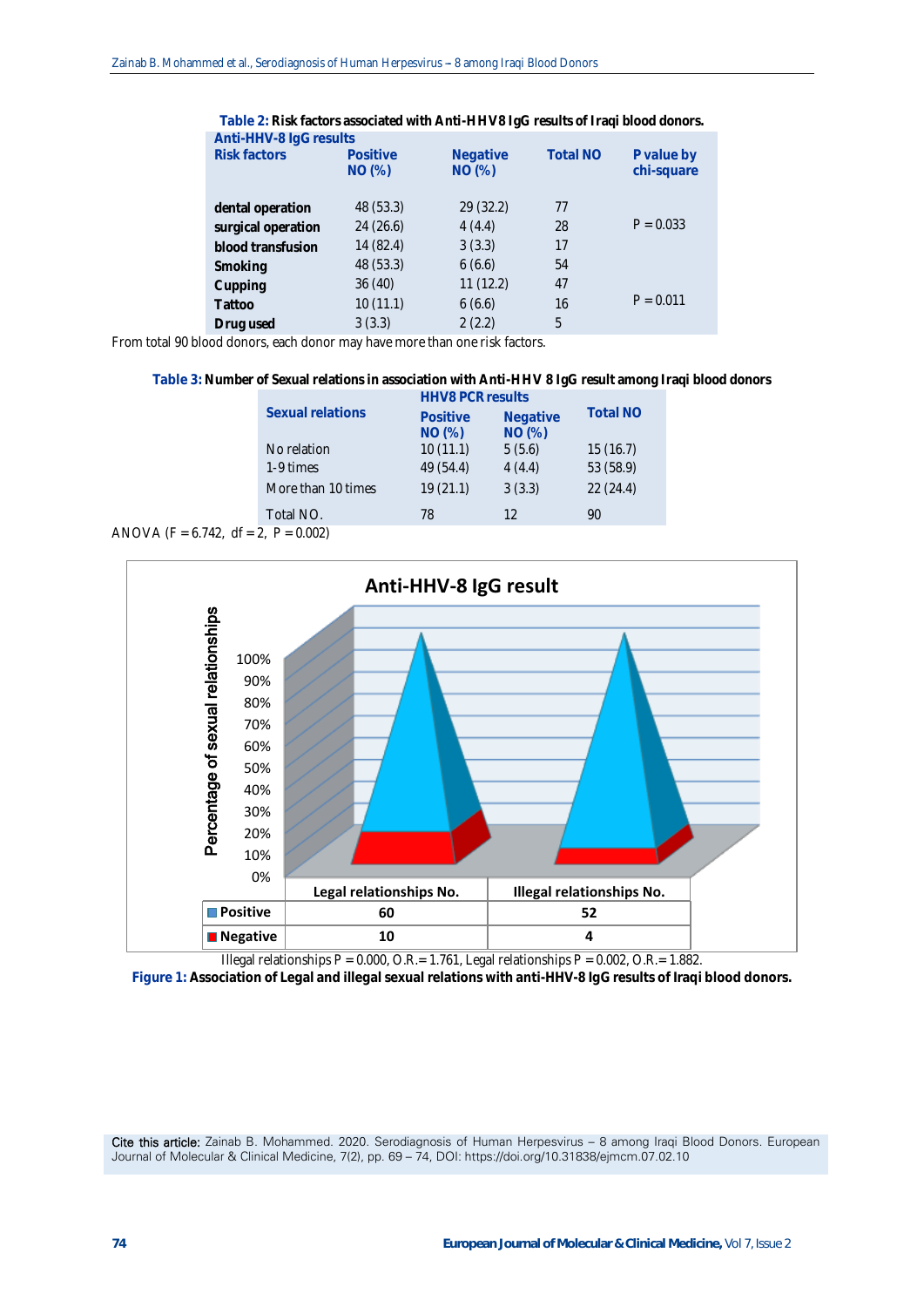**Table 2:** Risk factors associated with Anti-HHV8 IgG results of Iraqi blood donors.

| Risk factors | Anti-HHV-8 IgG results Positive NO (%) | Negative NO (%) | Total NO | P value by chi-square |
|---|---|---|---|---|
| dental operation | 48 (53.3) | 29 (32.2) | 77 | |
| surgical operation | 24 (26.6) | 4 (4.4) | 28 | P = 0.033 |
| blood transfusion | 14 (82.4) | 3 (3.3) | 17 | |
| Smoking | 48 (53.3) | 6 (6.6) | 54 | |
| Cupping | 36 (40) | 11 (12.2) | 47 | |
| Tattoo | 10 (11.1) | 6 (6.6) | 16 | P = 0.011 |
| Drug used | 3 (3.3) | 2 (2.2) | 5 | |

From total 90 blood donors, each donor may have more than one risk factors.

**Table 3:** Number of Sexual relations in association with Anti-HHV 8 IgG result among Iraqi blood donors

| Sexual relations | HHV8 PCR results Positive NO (%) | Negative NO (%) | Total NO |
|---|---|---|---|
| No relation | 10 (11.1) | 5 (5.6) | 15 (16.7) |
| 1-9 times | 49 (54.4) | 4 (4.4) | 53 (58.9) |
| More than 10 times | 19 (21.1) | 3 (3.3) | 22 (24.4) |
| Total NO. | 78 | 12 | 90 |

ANOVA ($F = 6.742$, $df = 2$, $P = 0.002$)

Anti-HHV-8 IgG result

Percentage of sexual relationships

100%
90%
80%
70%
60%
50%
40%
30%
20%
10%
0%

Legal relationships No.
Illegal relationships No.

Positive 60 52
Negative 10 4

Illegal relationships P = 0.000, O.R.= 1.761, Legal relationships P = 0.002, O.R.= 1.882.

**Figure 1:** Association of Legal and illegal sexual relations with anti-HHV-8 IgG results of Iraqi blood donors.

Cite this article: Zainab B. Mohammed. 2020. Serodiagnosis of Human Herpesvirus – 8 among Iraqi Blood Donors. European Journal of Molecular & Clinical Medicine, 7(2), pp. 69 – 74, DOI: https://doi.org/10.31838/ejmcm.07.02.10